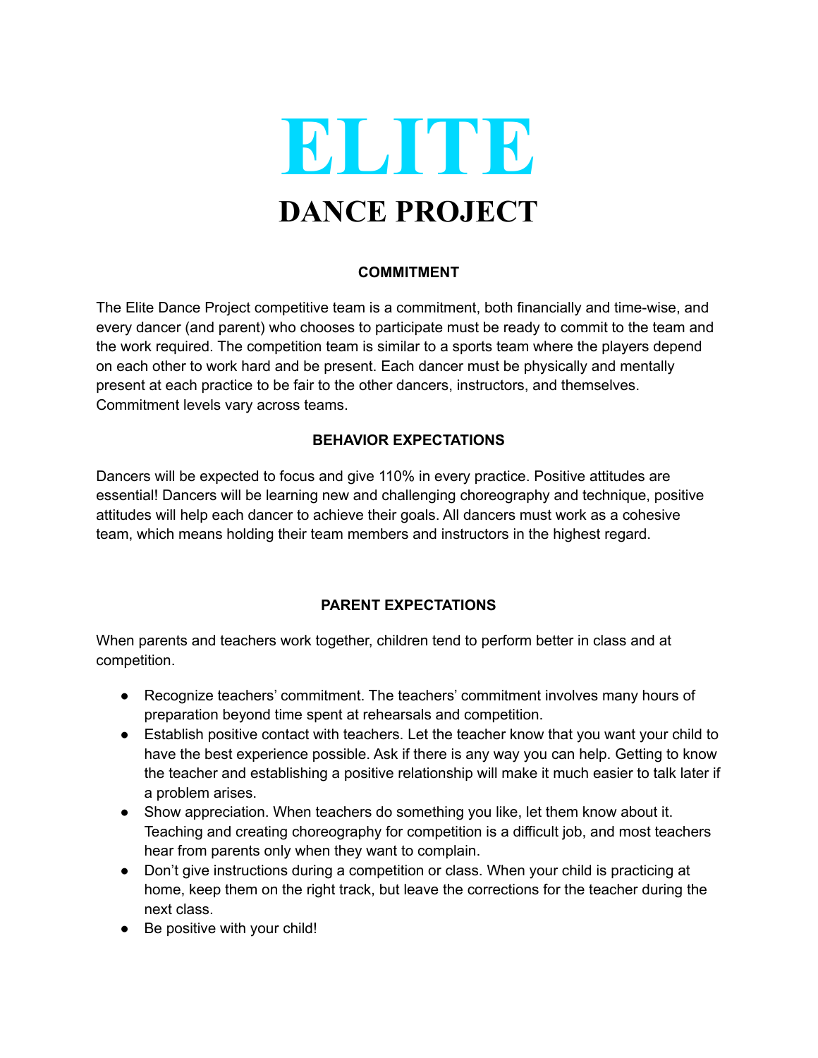# ELITE

## DANCE PROJECT

### COMMITMENT

The Elite Dance Project competitive team is a commitment, both financially and time-wise, and every dancer (and parent) who chooses to participate must be ready to commit to the team and the work required. The competition team is similar to a sports team where the players depend on each other to work hard and be present. Each dancer must be physically and mentally present at each practice to be fair to the other dancers, instructors, and themselves. Commitment levels vary across teams.

### BEHAVIOR EXPECTATIONS

Dancers will be expected to focus and give 110% in every practice. Positive attitudes are essential! Dancers will be learning new and challenging choreography and technique, positive attitudes will help each dancer to achieve their goals. All dancers must work as a cohesive team, which means holding their team members and instructors in the highest regard.

### PARENT EXPECTATIONS

When parents and teachers work together, children tend to perform better in class and at competition.

- Recognize teachers' commitment. The teachers' commitment involves many hours of preparation beyond time spent at rehearsals and competition.
- Establish positive contact with teachers. Let the teacher know that you want your child to have the best experience possible. Ask if there is any way you can help. Getting to know the teacher and establishing a positive relationship will make it much easier to talk later if a problem arises.
- Show appreciation. When teachers do something you like, let them know about it. Teaching and creating choreography for competition is a difficult job, and most teachers hear from parents only when they want to complain.
- Don't give instructions during a competition or class. When your child is practicing at home, keep them on the right track, but leave the corrections for the teacher during the next class.
- Be positive with your child!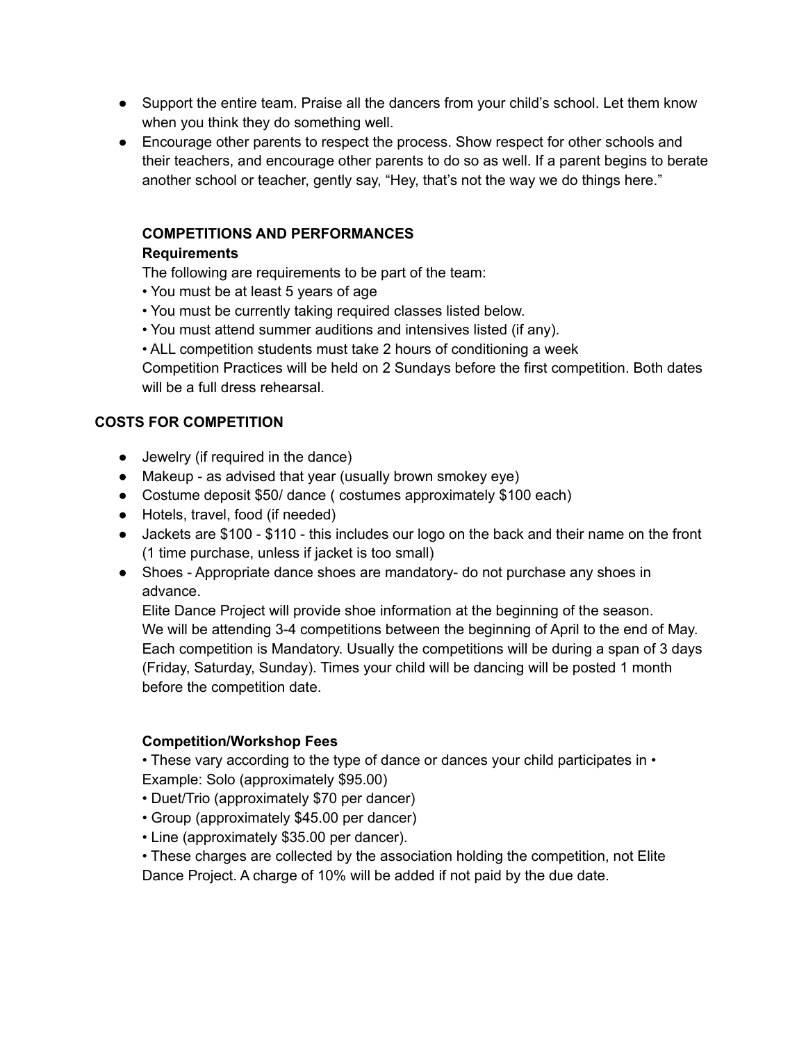- Support the entire team. Praise all the dancers from your child's school. Let them know when you think they do something well.
- Encourage other parents to respect the process. Show respect for other schools and their teachers, and encourage other parents to do so as well. If a parent begins to berate another school or teacher, gently say, "Hey, that's not the way we do things here."

## COMPETITIONS AND PERFORMANCES

### Requirements

The following are requirements to be part of the team:

• You must be at least 5 years of age
• You must be currently taking required classes listed below.
• You must attend summer auditions and intensives listed (if any).
• ALL competition students must take 2 hours of conditioning a week

Competition Practices will be held on 2 Sundays before the first competition. Both dates will be a full dress rehearsal.

## COSTS FOR COMPETITION

- Jewelry (if required in the dance)
- Makeup - as advised that year (usually brown smokey eye)
- Costume deposit $50/ dance ( costumes approximately $100 each)
- Hotels, travel, food (if needed)
- Jackets are $100 - $110 - this includes our logo on the back and their name on the front (1 time purchase, unless if jacket is too small)
- Shoes - Appropriate dance shoes are mandatory- do not purchase any shoes in advance.
  Elite Dance Project will provide shoe information at the beginning of the season.
  We will be attending 3-4 competitions between the beginning of April to the end of May. Each competition is Mandatory. Usually the competitions will be during a span of 3 days (Friday, Saturday, Sunday). Times your child will be dancing will be posted 1 month before the competition date.

### Competition/Workshop Fees

• These vary according to the type of dance or dances your child participates in • Example: Solo (approximately $95.00)
• Duet/Trio (approximately $70 per dancer)
• Group (approximately $45.00 per dancer)
• Line (approximately $35.00 per dancer).
• These charges are collected by the association holding the competition, not Elite Dance Project. A charge of 10% will be added if not paid by the due date.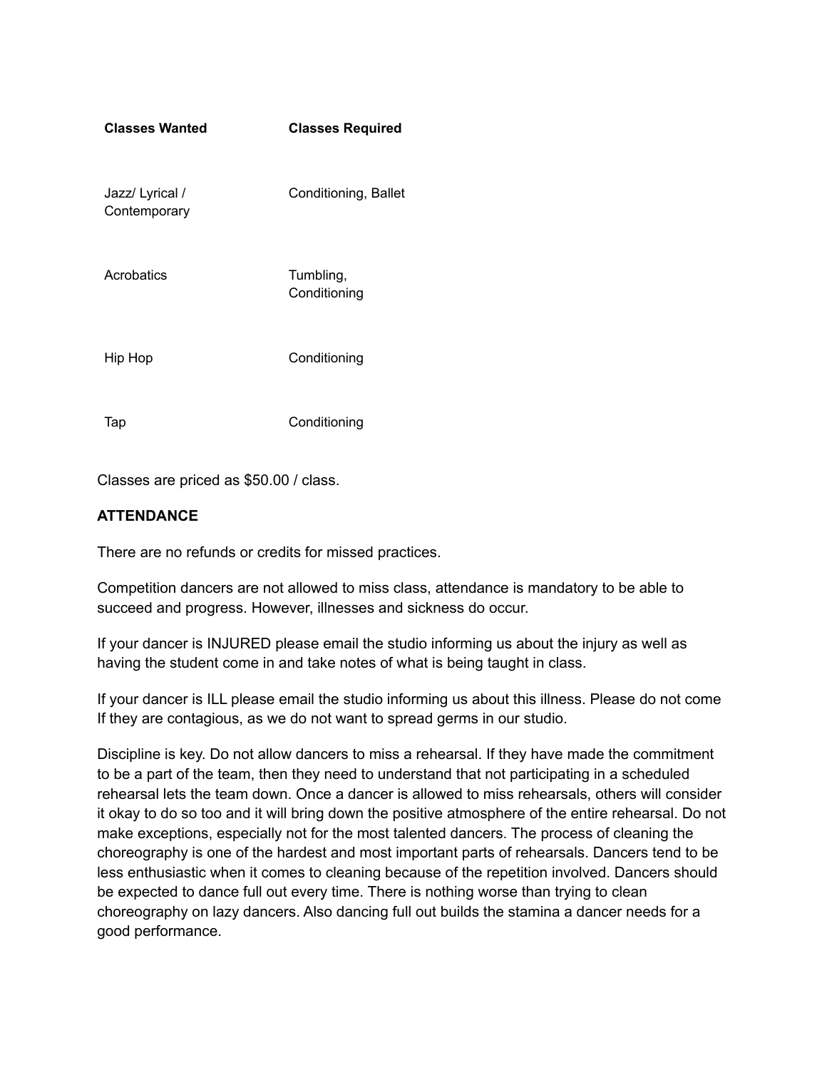| **Classes Wanted** | **Classes Required** |
| --- | --- |
| Jazz/ Lyrical / Contemporary | Conditioning, Ballet |
| Acrobatics | Tumbling, Conditioning |
| Hip Hop | Conditioning |
| Tap | Conditioning |

Classes are priced as $50.00 / class.

**ATTENDANCE**

There are no refunds or credits for missed practices.

Competition dancers are not allowed to miss class, attendance is mandatory to be able to succeed and progress. However, illnesses and sickness do occur.

If your dancer is INJURED please email the studio informing us about the injury as well as having the student come in and take notes of what is being taught in class.

If your dancer is ILL please email the studio informing us about this illness. Please do not come If they are contagious, as we do not want to spread germs in our studio.

Discipline is key. Do not allow dancers to miss a rehearsal. If they have made the commitment to be a part of the team, then they need to understand that not participating in a scheduled rehearsal lets the team down. Once a dancer is allowed to miss rehearsals, others will consider it okay to do so too and it will bring down the positive atmosphere of the entire rehearsal. Do not make exceptions, especially not for the most talented dancers. The process of cleaning the choreography is one of the hardest and most important parts of rehearsals. Dancers tend to be less enthusiastic when it comes to cleaning because of the repetition involved. Dancers should be expected to dance full out every time. There is nothing worse than trying to clean choreography on lazy dancers. Also dancing full out builds the stamina a dancer needs for a good performance.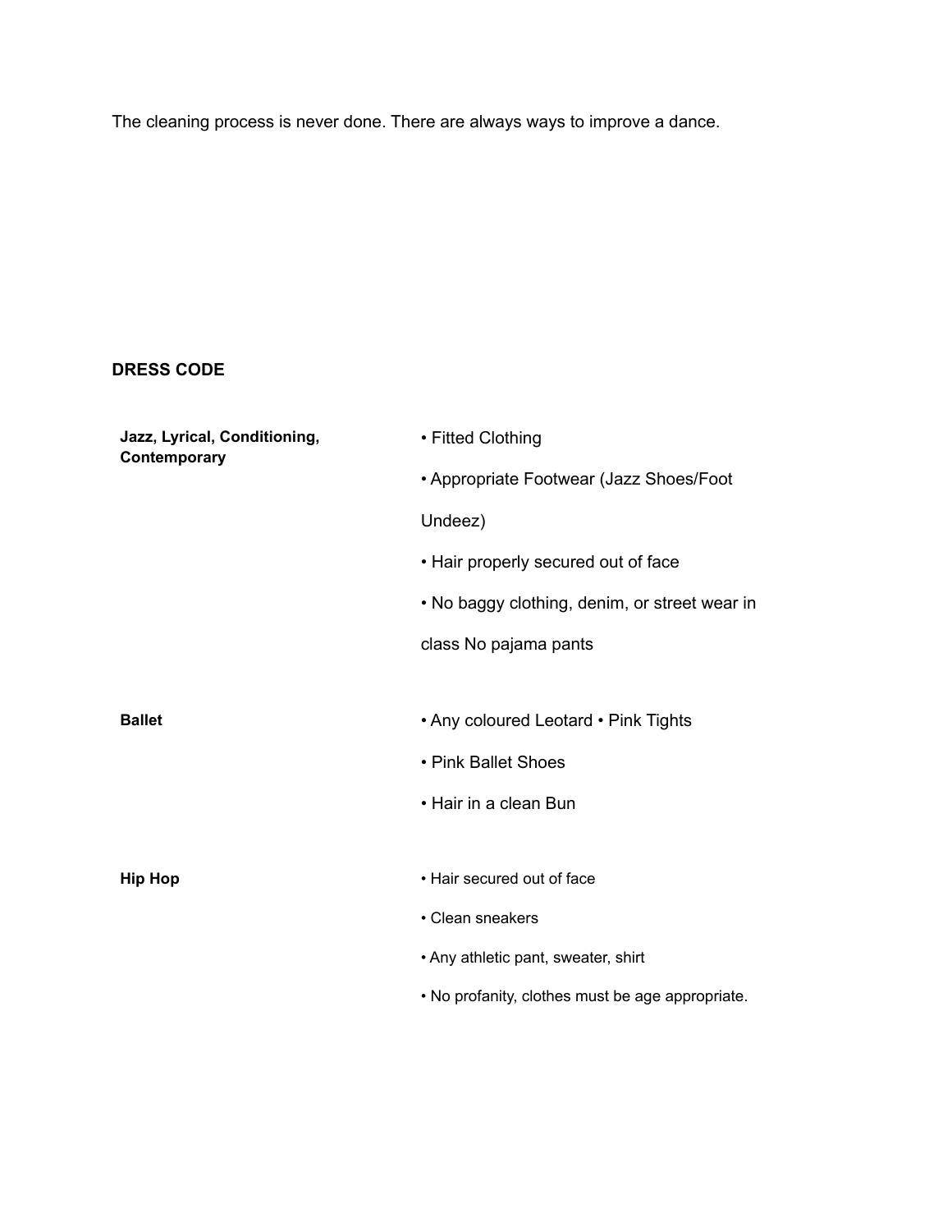The cleaning process is never done. There are always ways to improve a dance.

## DRESS CODE

| | |
|---|---|
| **Jazz, Lyrical, Conditioning, Contemporary** | • Fitted Clothing<br>• Appropriate Footwear (Jazz Shoes/Foot Undeez)<br>• Hair properly secured out of face<br>• No baggy clothing, denim, or street wear in class No pajama pants |
| **Ballet** | • Any coloured Leotard • Pink Tights<br>• Pink Ballet Shoes<br>• Hair in a clean Bun |
| **Hip Hop** | • Hair secured out of face<br>• Clean sneakers<br>• Any athletic pant, sweater, shirt<br>• No profanity, clothes must be age appropriate. |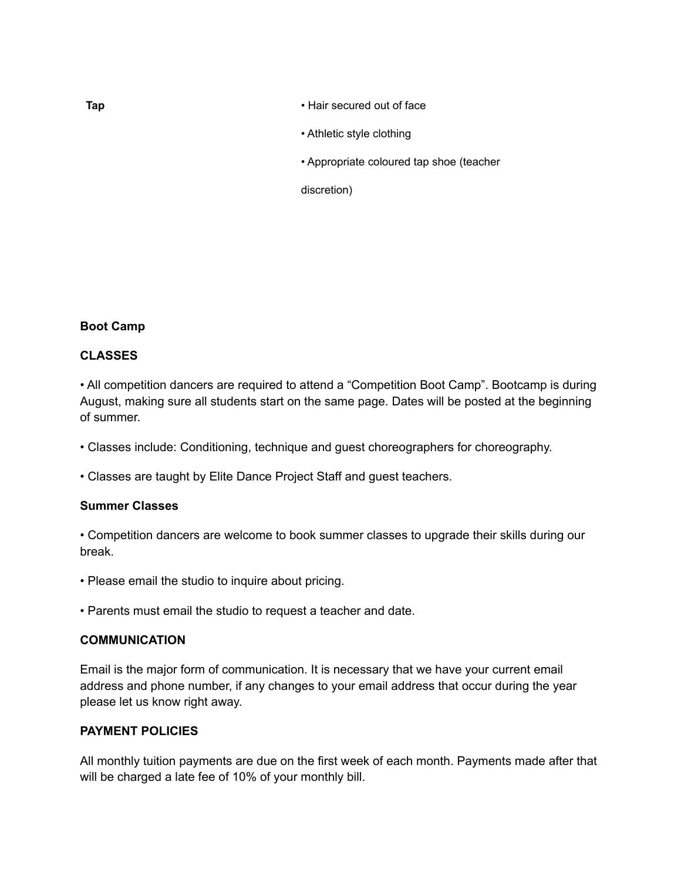| | |
|---|---|
| **Tap** | • Hair secured out of face<br>• Athletic style clothing<br>• Appropriate coloured tap shoe (teacher discretion) |

**Boot Camp**

**CLASSES**

• All competition dancers are required to attend a "Competition Boot Camp". Bootcamp is during August, making sure all students start on the same page. Dates will be posted at the beginning of summer.

• Classes include: Conditioning, technique and guest choreographers for choreography.

• Classes are taught by Elite Dance Project Staff and guest teachers.

**Summer Classes**

• Competition dancers are welcome to book summer classes to upgrade their skills during our break.

• Please email the studio to inquire about pricing.

• Parents must email the studio to request a teacher and date.

**COMMUNICATION**

Email is the major form of communication. It is necessary that we have your current email address and phone number, if any changes to your email address that occur during the year please let us know right away.

**PAYMENT POLICIES**

All monthly tuition payments are due on the first week of each month. Payments made after that will be charged a late fee of 10% of your monthly bill.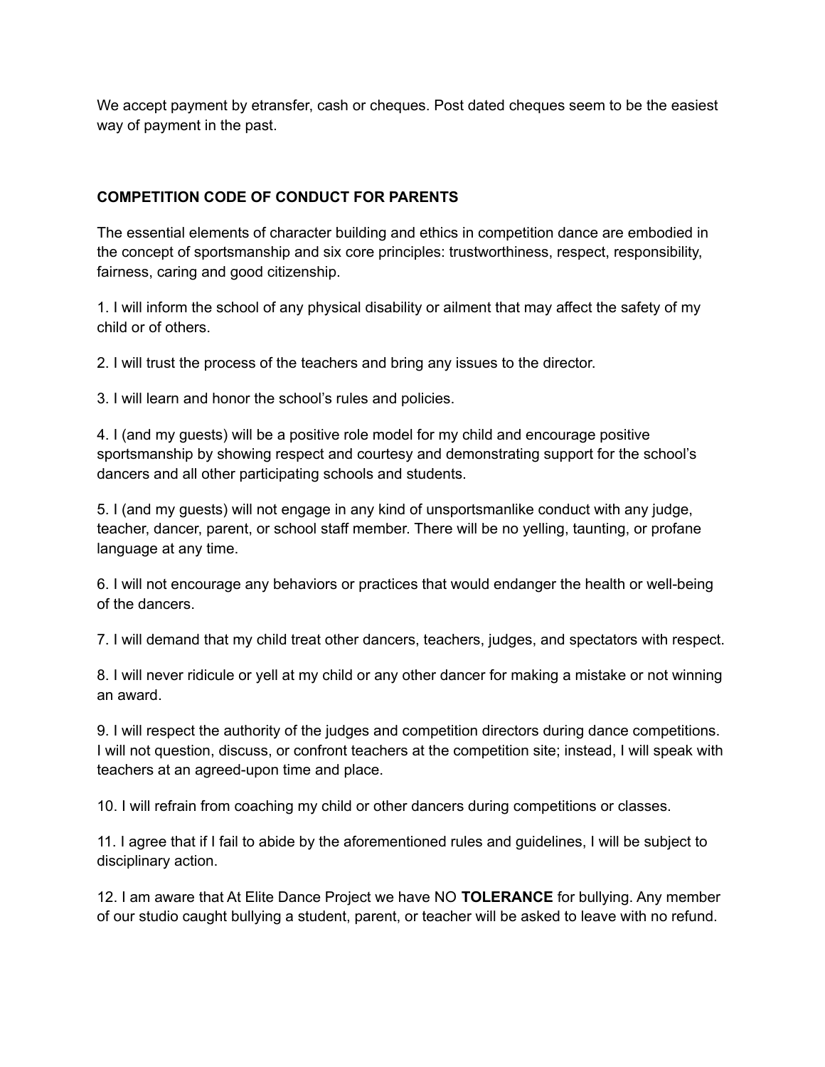We accept payment by etransfer, cash or cheques. Post dated cheques seem to be the easiest way of payment in the past.

**COMPETITION CODE OF CONDUCT FOR PARENTS**

The essential elements of character building and ethics in competition dance are embodied in the concept of sportsmanship and six core principles: trustworthiness, respect, responsibility, fairness, caring and good citizenship.

1. I will inform the school of any physical disability or ailment that may affect the safety of my child or of others.

2. I will trust the process of the teachers and bring any issues to the director.

3. I will learn and honor the school's rules and policies.

4. I (and my guests) will be a positive role model for my child and encourage positive sportsmanship by showing respect and courtesy and demonstrating support for the school's dancers and all other participating schools and students.

5. I (and my guests) will not engage in any kind of unsportsmanlike conduct with any judge, teacher, dancer, parent, or school staff member. There will be no yelling, taunting, or profane language at any time.

6. I will not encourage any behaviors or practices that would endanger the health or well-being of the dancers.

7. I will demand that my child treat other dancers, teachers, judges, and spectators with respect.

8. I will never ridicule or yell at my child or any other dancer for making a mistake or not winning an award.

9. I will respect the authority of the judges and competition directors during dance competitions. I will not question, discuss, or confront teachers at the competition site; instead, I will speak with teachers at an agreed-upon time and place.

10. I will refrain from coaching my child or other dancers during competitions or classes.

11. I agree that if I fail to abide by the aforementioned rules and guidelines, I will be subject to disciplinary action.

12. I am aware that At Elite Dance Project we have NO **TOLERANCE** for bullying. Any member of our studio caught bullying a student, parent, or teacher will be asked to leave with no refund.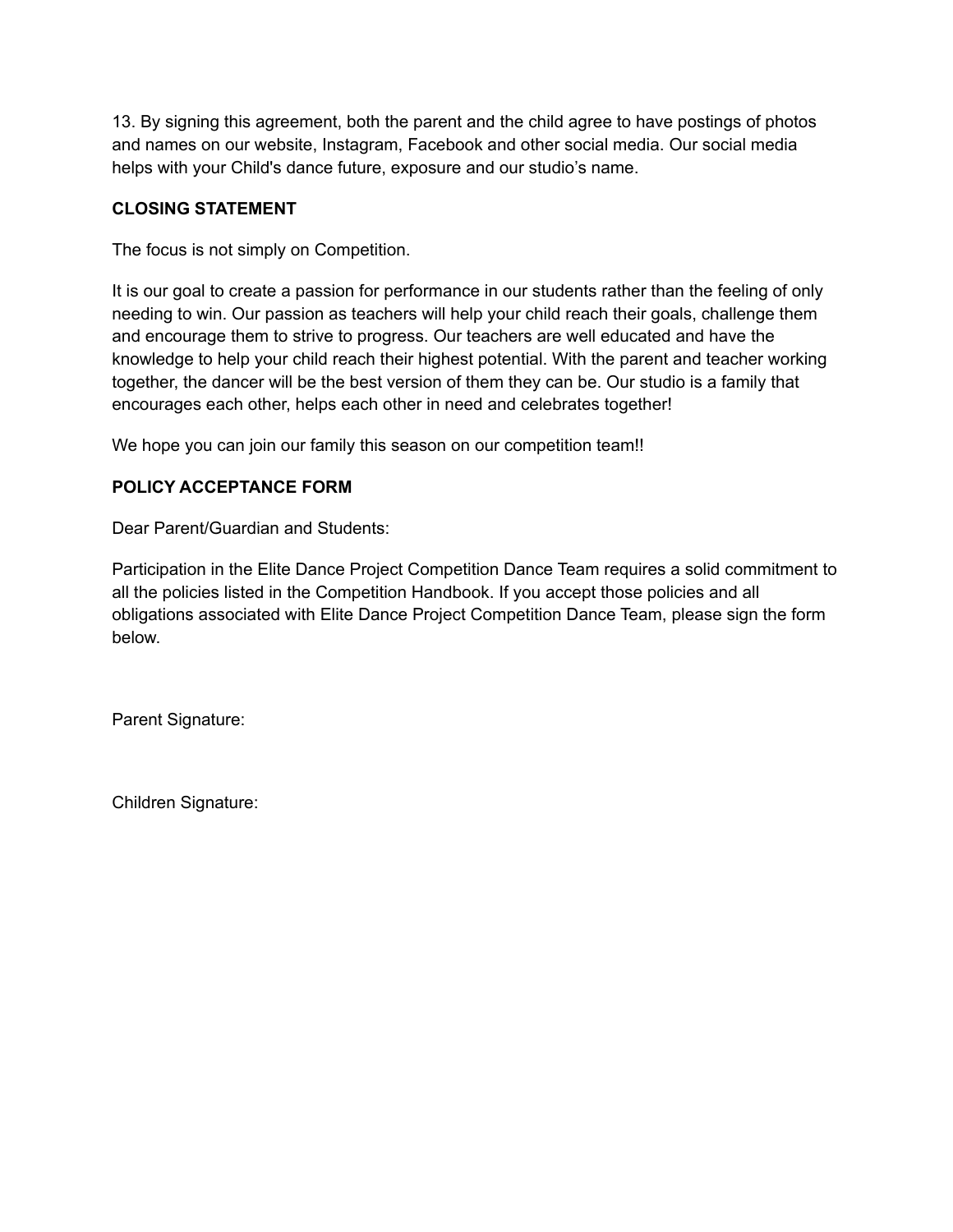13. By signing this agreement, both the parent and the child agree to have postings of photos and names on our website, Instagram, Facebook and other social media. Our social media helps with your Child's dance future, exposure and our studio's name.

**CLOSING STATEMENT**

The focus is not simply on Competition.

It is our goal to create a passion for performance in our students rather than the feeling of only needing to win. Our passion as teachers will help your child reach their goals, challenge them and encourage them to strive to progress. Our teachers are well educated and have the knowledge to help your child reach their highest potential. With the parent and teacher working together, the dancer will be the best version of them they can be. Our studio is a family that encourages each other, helps each other in need and celebrates together!

We hope you can join our family this season on our competition team!!

**POLICY ACCEPTANCE FORM**

Dear Parent/Guardian and Students:

Participation in the Elite Dance Project Competition Dance Team requires a solid commitment to all the policies listed in the Competition Handbook. If you accept those policies and all obligations associated with Elite Dance Project Competition Dance Team, please sign the form below.

Parent Signature:

Children Signature: